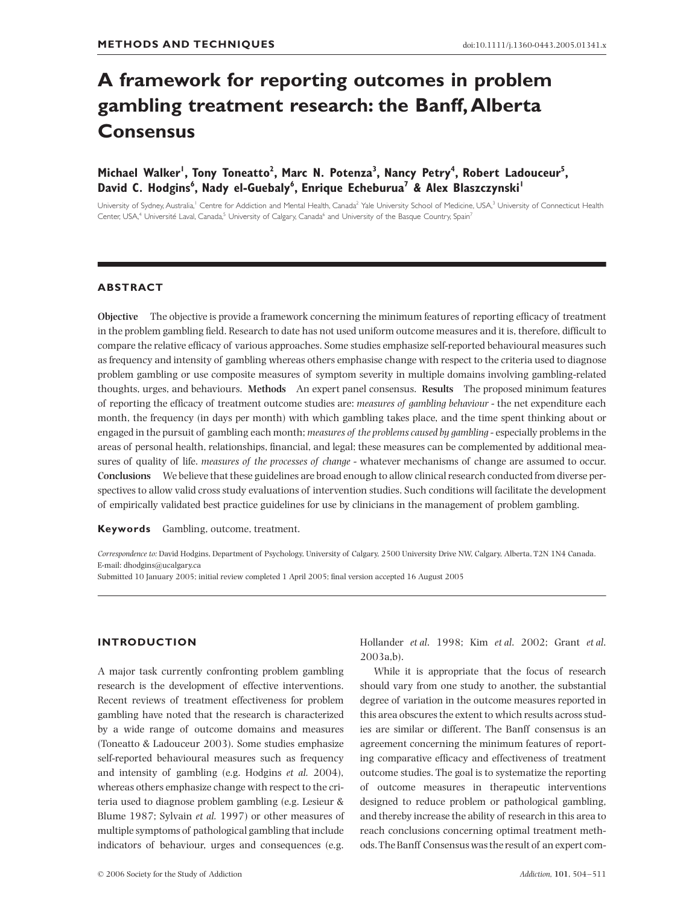METHODS AND TECHNIQUES

doi:10.1111/j.1360-0443.2005.01341.x

# A framework for reporting outcomes in problem gambling treatment research: the Banff, Alberta Consensus

**Michael Walker[1], Tony Toneatto[2], Marc N. Potenza[3], Nancy Petry[4], Robert Ladouceur[5], David C. Hodgins[6], Nady el-Guebaly[6], Enrique Echeburua[7] & Alex Blaszczynski[1]**

University of Sydney, Australia,[1] Centre for Addiction and Mental Health, Canada[2] Yale University School of Medicine, USA,[3] University of Connecticut Health Center, USA,[4] Université Laval, Canada,[5] University of Calgary, Canada[6] and University of the Basque Country, Spain[7]

## ABSTRACT

**Objective** The objective is provide a framework concerning the minimum features of reporting efficacy of treatment in the problem gambling field. Research to date has not used uniform outcome measures and it is, therefore, difficult to compare the relative efficacy of various approaches. Some studies emphasize self-reported behavioural measures such as frequency and intensity of gambling whereas others emphasise change with respect to the criteria used to diagnose problem gambling or use composite measures of symptom severity in multiple domains involving gambling-related thoughts, urges, and behaviours. **Methods** An expert panel consensus. **Results** The proposed minimum features of reporting the efficacy of treatment outcome studies are: *measures of gambling behaviour* - the net expenditure each month, the frequency (in days per month) with which gambling takes place, and the time spent thinking about or engaged in the pursuit of gambling each month; *measures of the problems caused by gambling* - especially problems in the areas of personal health, relationships, financial, and legal; these measures can be complemented by additional measures of quality of life. *measures of the processes of change* - whatever mechanisms of change are assumed to occur. **Conclusions** We believe that these guidelines are broad enough to allow clinical research conducted from diverse perspectives to allow valid cross study evaluations of intervention studies. Such conditions will facilitate the development of empirically validated best practice guidelines for use by clinicians in the management of problem gambling.

**Keywords** Gambling, outcome, treatment.

*Correspondence to:* David Hodgins, Department of Psychology, University of Calgary, 2500 University Drive NW, Calgary, Alberta, T2N 1N4 Canada. E-mail: dhodgins@ucalgary.ca

Submitted 10 January 2005; initial review completed 1 April 2005; final version accepted 16 August 2005

## INTRODUCTION

A major task currently confronting problem gambling research is the development of effective interventions. Recent reviews of treatment effectiveness for problem gambling have noted that the research is characterized by a wide range of outcome domains and measures (Toneatto & Ladouceur 2003). Some studies emphasize self-reported behavioural measures such as frequency and intensity of gambling (e.g. Hodgins *et al.* 2004), whereas others emphasize change with respect to the criteria used to diagnose problem gambling (e.g. Lesieur & Blume 1987; Sylvain *et al.* 1997) or other measures of multiple symptoms of pathological gambling that include indicators of behaviour, urges and consequences (e.g. Hollander *et al.* 1998; Kim *et al.* 2002; Grant *et al.* 2003a,b).

While it is appropriate that the focus of research should vary from one study to another, the substantial degree of variation in the outcome measures reported in this area obscures the extent to which results across studies are similar or different. The Banff consensus is an agreement concerning the minimum features of reporting comparative efficacy and effectiveness of treatment outcome studies. The goal is to systematize the reporting of outcome measures in therapeutic interventions designed to reduce problem or pathological gambling, and thereby increase the ability of research in this area to reach conclusions concerning optimal treatment methods. The Banff Consensus was the result of an expert com-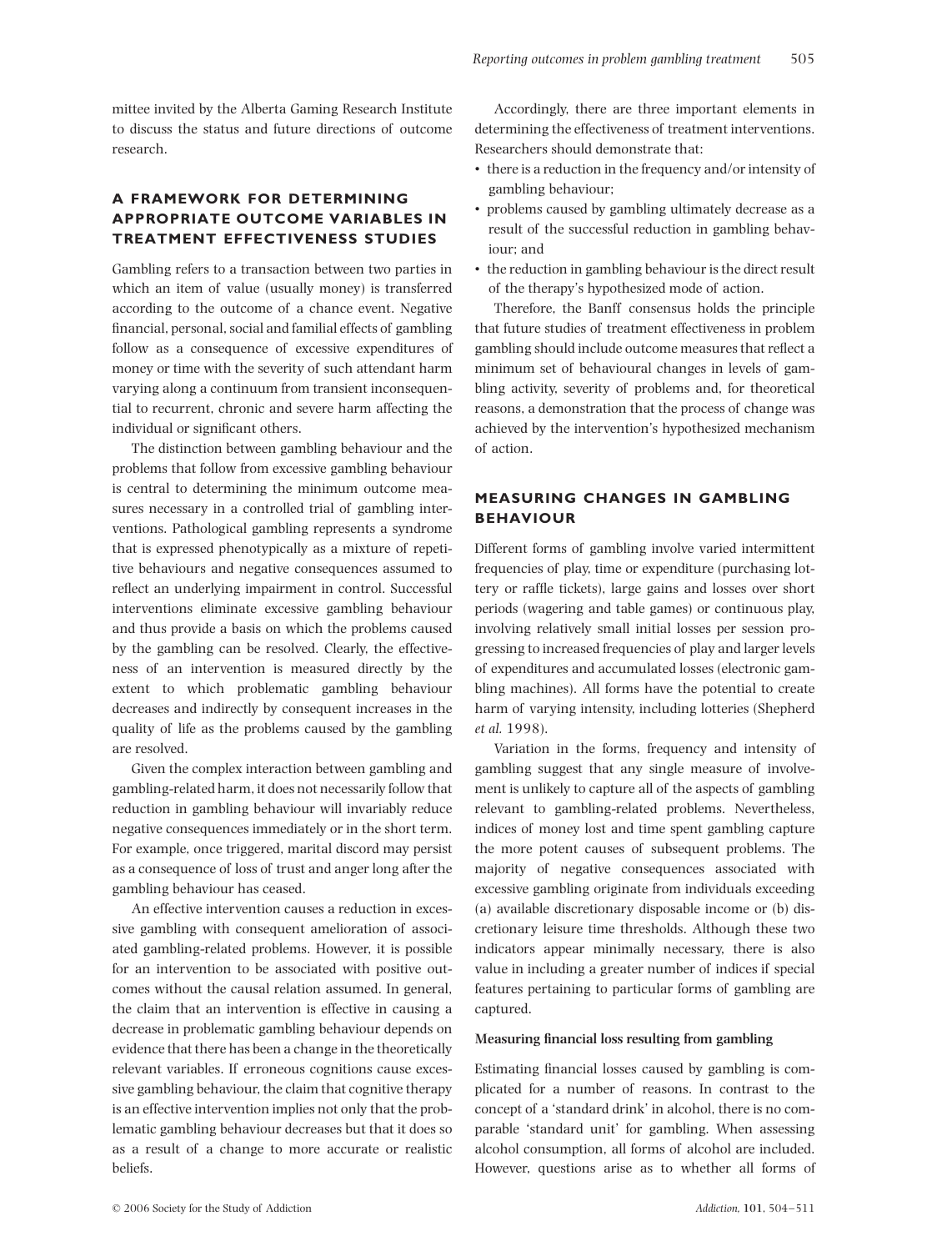mittee invited by the Alberta Gaming Research Institute to discuss the status and future directions of outcome research.

## A FRAMEWORK FOR DETERMINING APPROPRIATE OUTCOME VARIABLES IN TREATMENT EFFECTIVENESS STUDIES

Gambling refers to a transaction between two parties in which an item of value (usually money) is transferred according to the outcome of a chance event. Negative financial, personal, social and familial effects of gambling follow as a consequence of excessive expenditures of money or time with the severity of such attendant harm varying along a continuum from transient inconsequential to recurrent, chronic and severe harm affecting the individual or significant others.

The distinction between gambling behaviour and the problems that follow from excessive gambling behaviour is central to determining the minimum outcome measures necessary in a controlled trial of gambling interventions. Pathological gambling represents a syndrome that is expressed phenotypically as a mixture of repetitive behaviours and negative consequences assumed to reflect an underlying impairment in control. Successful interventions eliminate excessive gambling behaviour and thus provide a basis on which the problems caused by the gambling can be resolved. Clearly, the effectiveness of an intervention is measured directly by the extent to which problematic gambling behaviour decreases and indirectly by consequent increases in the quality of life as the problems caused by the gambling are resolved.

Given the complex interaction between gambling and gambling-related harm, it does not necessarily follow that reduction in gambling behaviour will invariably reduce negative consequences immediately or in the short term. For example, once triggered, marital discord may persist as a consequence of loss of trust and anger long after the gambling behaviour has ceased.

An effective intervention causes a reduction in excessive gambling with consequent amelioration of associated gambling-related problems. However, it is possible for an intervention to be associated with positive outcomes without the causal relation assumed. In general, the claim that an intervention is effective in causing a decrease in problematic gambling behaviour depends on evidence that there has been a change in the theoretically relevant variables. If erroneous cognitions cause excessive gambling behaviour, the claim that cognitive therapy is an effective intervention implies not only that the problematic gambling behaviour decreases but that it does so as a result of a change to more accurate or realistic beliefs.

Accordingly, there are three important elements in determining the effectiveness of treatment interventions. Researchers should demonstrate that:

- there is a reduction in the frequency and/or intensity of gambling behaviour;
- problems caused by gambling ultimately decrease as a result of the successful reduction in gambling behaviour; and
- the reduction in gambling behaviour is the direct result of the therapy's hypothesized mode of action.

Therefore, the Banff consensus holds the principle that future studies of treatment effectiveness in problem gambling should include outcome measures that reflect a minimum set of behavioural changes in levels of gambling activity, severity of problems and, for theoretical reasons, a demonstration that the process of change was achieved by the intervention's hypothesized mechanism of action.

## MEASURING CHANGES IN GAMBLING BEHAVIOUR

Different forms of gambling involve varied intermittent frequencies of play, time or expenditure (purchasing lottery or raffle tickets), large gains and losses over short periods (wagering and table games) or continuous play, involving relatively small initial losses per session progressing to increased frequencies of play and larger levels of expenditures and accumulated losses (electronic gambling machines). All forms have the potential to create harm of varying intensity, including lotteries (Shepherd *et al.* 1998).

Variation in the forms, frequency and intensity of gambling suggest that any single measure of involvement is unlikely to capture all of the aspects of gambling relevant to gambling-related problems. Nevertheless, indices of money lost and time spent gambling capture the more potent causes of subsequent problems. The majority of negative consequences associated with excessive gambling originate from individuals exceeding (a) available discretionary disposable income or (b) discretionary leisure time thresholds. Although these two indicators appear minimally necessary, there is also value in including a greater number of indices if special features pertaining to particular forms of gambling are captured.

### Measuring financial loss resulting from gambling

Estimating financial losses caused by gambling is complicated for a number of reasons. In contrast to the concept of a 'standard drink' in alcohol, there is no comparable 'standard unit' for gambling. When assessing alcohol consumption, all forms of alcohol are included. However, questions arise as to whether all forms of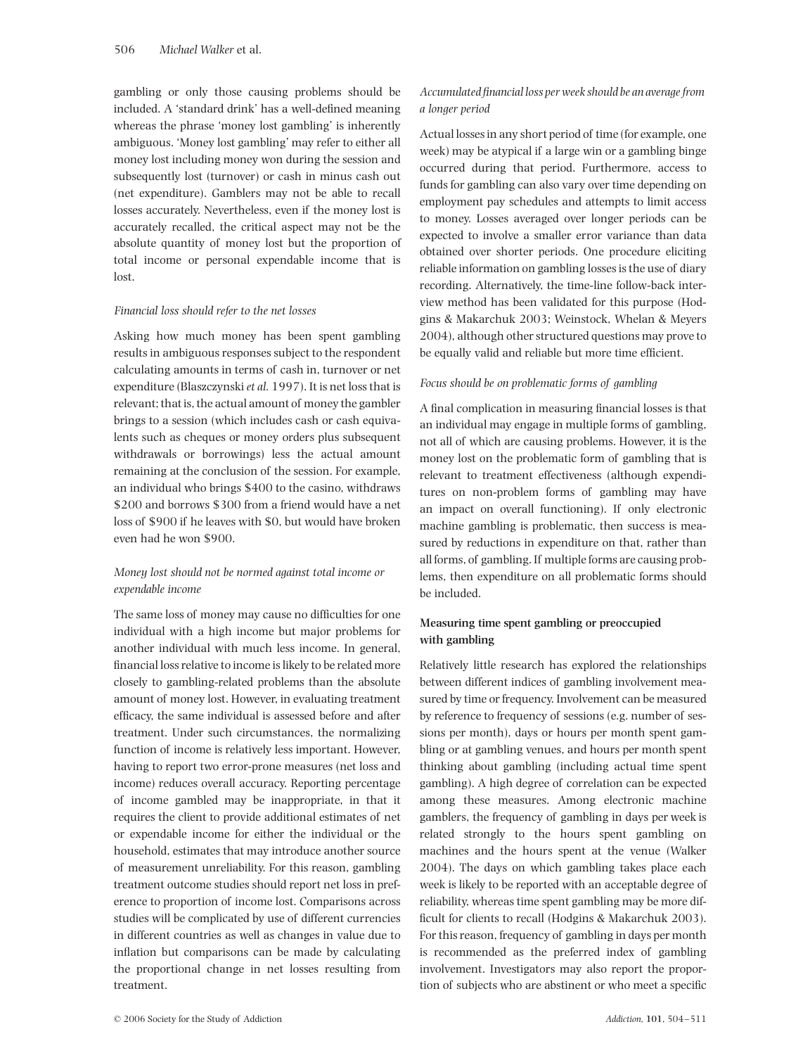gambling or only those causing problems should be included. A 'standard drink' has a well-defined meaning whereas the phrase 'money lost gambling' is inherently ambiguous. 'Money lost gambling' may refer to either all money lost including money won during the session and subsequently lost (turnover) or cash in minus cash out (net expenditure). Gamblers may not be able to recall losses accurately. Nevertheless, even if the money lost is accurately recalled, the critical aspect may not be the absolute quantity of money lost but the proportion of total income or personal expendable income that is lost.

*Financial loss should refer to the net losses*

Asking how much money has been spent gambling results in ambiguous responses subject to the respondent calculating amounts in terms of cash in, turnover or net expenditure (Blaszczynski *et al.* 1997). It is net loss that is relevant; that is, the actual amount of money the gambler brings to a session (which includes cash or cash equivalents such as cheques or money orders plus subsequent withdrawals or borrowings) less the actual amount remaining at the conclusion of the session. For example, an individual who brings $400 to the casino, withdraws $200 and borrows $300 from a friend would have a net loss of $900 if he leaves with $0, but would have broken even had he won $900.

*Money lost should not be normed against total income or expendable income*

The same loss of money may cause no difficulties for one individual with a high income but major problems for another individual with much less income. In general, financial loss relative to income is likely to be related more closely to gambling-related problems than the absolute amount of money lost. However, in evaluating treatment efficacy, the same individual is assessed before and after treatment. Under such circumstances, the normalizing function of income is relatively less important. However, having to report two error-prone measures (net loss and income) reduces overall accuracy. Reporting percentage of income gambled may be inappropriate, in that it requires the client to provide additional estimates of net or expendable income for either the individual or the household, estimates that may introduce another source of measurement unreliability. For this reason, gambling treatment outcome studies should report net loss in preference to proportion of income lost. Comparisons across studies will be complicated by use of different currencies in different countries as well as changes in value due to inflation but comparisons can be made by calculating the proportional change in net losses resulting from treatment.

*Accumulated financial loss per week should be an average from a longer period*

Actual losses in any short period of time (for example, one week) may be atypical if a large win or a gambling binge occurred during that period. Furthermore, access to funds for gambling can also vary over time depending on employment pay schedules and attempts to limit access to money. Losses averaged over longer periods can be expected to involve a smaller error variance than data obtained over shorter periods. One procedure eliciting reliable information on gambling losses is the use of diary recording. Alternatively, the time-line follow-back interview method has been validated for this purpose (Hodgins & Makarchuk 2003; Weinstock, Whelan & Meyers 2004), although other structured questions may prove to be equally valid and reliable but more time efficient.

*Focus should be on problematic forms of gambling*

A final complication in measuring financial losses is that an individual may engage in multiple forms of gambling, not all of which are causing problems. However, it is the money lost on the problematic form of gambling that is relevant to treatment effectiveness (although expenditures on non-problem forms of gambling may have an impact on overall functioning). If only electronic machine gambling is problematic, then success is measured by reductions in expenditure on that, rather than all forms, of gambling. If multiple forms are causing problems, then expenditure on all problematic forms should be included.

### Measuring time spent gambling or preoccupied with gambling

Relatively little research has explored the relationships between different indices of gambling involvement measured by time or frequency. Involvement can be measured by reference to frequency of sessions (e.g. number of sessions per month), days or hours per month spent gambling or at gambling venues, and hours per month spent thinking about gambling (including actual time spent gambling). A high degree of correlation can be expected among these measures. Among electronic machine gamblers, the frequency of gambling in days per week is related strongly to the hours spent gambling on machines and the hours spent at the venue (Walker 2004). The days on which gambling takes place each week is likely to be reported with an acceptable degree of reliability, whereas time spent gambling may be more difficult for clients to recall (Hodgins & Makarchuk 2003). For this reason, frequency of gambling in days per month is recommended as the preferred index of gambling involvement. Investigators may also report the proportion of subjects who are abstinent or who meet a specific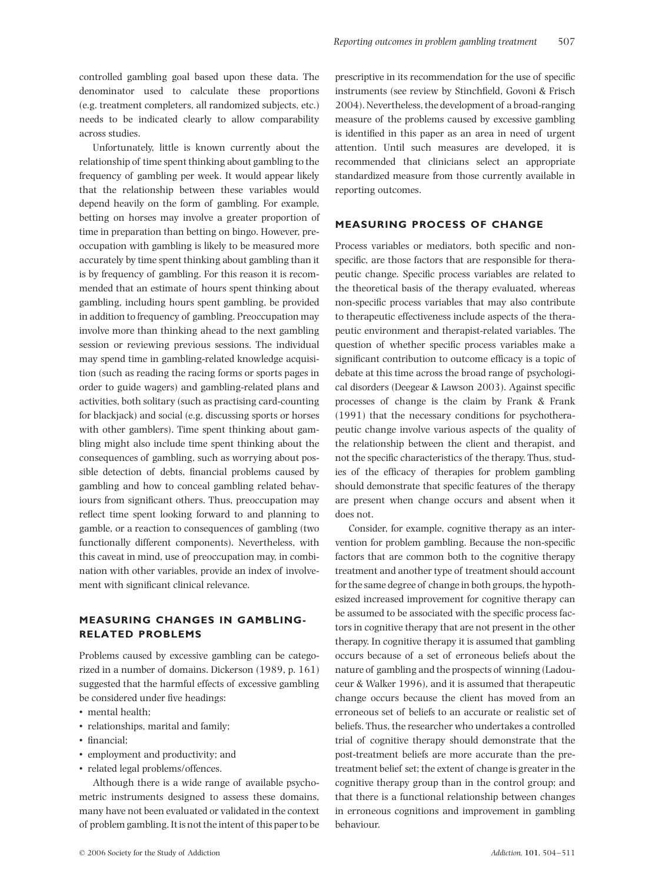controlled gambling goal based upon these data. The denominator used to calculate these proportions (e.g. treatment completers, all randomized subjects, etc.) needs to be indicated clearly to allow comparability across studies.

Unfortunately, little is known currently about the relationship of time spent thinking about gambling to the frequency of gambling per week. It would appear likely that the relationship between these variables would depend heavily on the form of gambling. For example, betting on horses may involve a greater proportion of time in preparation than betting on bingo. However, preoccupation with gambling is likely to be measured more accurately by time spent thinking about gambling than it is by frequency of gambling. For this reason it is recommended that an estimate of hours spent thinking about gambling, including hours spent gambling, be provided in addition to frequency of gambling. Preoccupation may involve more than thinking ahead to the next gambling session or reviewing previous sessions. The individual may spend time in gambling-related knowledge acquisition (such as reading the racing forms or sports pages in order to guide wagers) and gambling-related plans and activities, both solitary (such as practising card-counting for blackjack) and social (e.g. discussing sports or horses with other gamblers). Time spent thinking about gambling might also include time spent thinking about the consequences of gambling, such as worrying about possible detection of debts, financial problems caused by gambling and how to conceal gambling related behaviours from significant others. Thus, preoccupation may reflect time spent looking forward to and planning to gamble, or a reaction to consequences of gambling (two functionally different components). Nevertheless, with this caveat in mind, use of preoccupation may, in combination with other variables, provide an index of involvement with significant clinical relevance.

## MEASURING CHANGES IN GAMBLING-RELATED PROBLEMS

Problems caused by excessive gambling can be categorized in a number of domains. Dickerson (1989, p. 161) suggested that the harmful effects of excessive gambling be considered under five headings:

- mental health;
- relationships, marital and family;
- financial;
- employment and productivity; and
- related legal problems/offences.

Although there is a wide range of available psychometric instruments designed to assess these domains, many have not been evaluated or validated in the context of problem gambling. It is not the intent of this paper to be prescriptive in its recommendation for the use of specific instruments (see review by Stinchfield, Govoni & Frisch 2004). Nevertheless, the development of a broad-ranging measure of the problems caused by excessive gambling is identified in this paper as an area in need of urgent attention. Until such measures are developed, it is recommended that clinicians select an appropriate standardized measure from those currently available in reporting outcomes.

## MEASURING PROCESS OF CHANGE

Process variables or mediators, both specific and non-specific, are those factors that are responsible for therapeutic change. Specific process variables are related to the theoretical basis of the therapy evaluated, whereas non-specific process variables that may also contribute to therapeutic effectiveness include aspects of the therapeutic environment and therapist-related variables. The question of whether specific process variables make a significant contribution to outcome efficacy is a topic of debate at this time across the broad range of psychological disorders (Deegear & Lawson 2003). Against specific processes of change is the claim by Frank & Frank (1991) that the necessary conditions for psychotherapeutic change involve various aspects of the quality of the relationship between the client and therapist, and not the specific characteristics of the therapy. Thus, studies of the efficacy of therapies for problem gambling should demonstrate that specific features of the therapy are present when change occurs and absent when it does not.

Consider, for example, cognitive therapy as an intervention for problem gambling. Because the non-specific factors that are common both to the cognitive therapy treatment and another type of treatment should account for the same degree of change in both groups, the hypothesized increased improvement for cognitive therapy can be assumed to be associated with the specific process factors in cognitive therapy that are not present in the other therapy. In cognitive therapy it is assumed that gambling occurs because of a set of erroneous beliefs about the nature of gambling and the prospects of winning (Ladouceur & Walker 1996), and it is assumed that therapeutic change occurs because the client has moved from an erroneous set of beliefs to an accurate or realistic set of beliefs. Thus, the researcher who undertakes a controlled trial of cognitive therapy should demonstrate that the post-treatment beliefs are more accurate than the pre-treatment belief set; the extent of change is greater in the cognitive therapy group than in the control group; and that there is a functional relationship between changes in erroneous cognitions and improvement in gambling behaviour.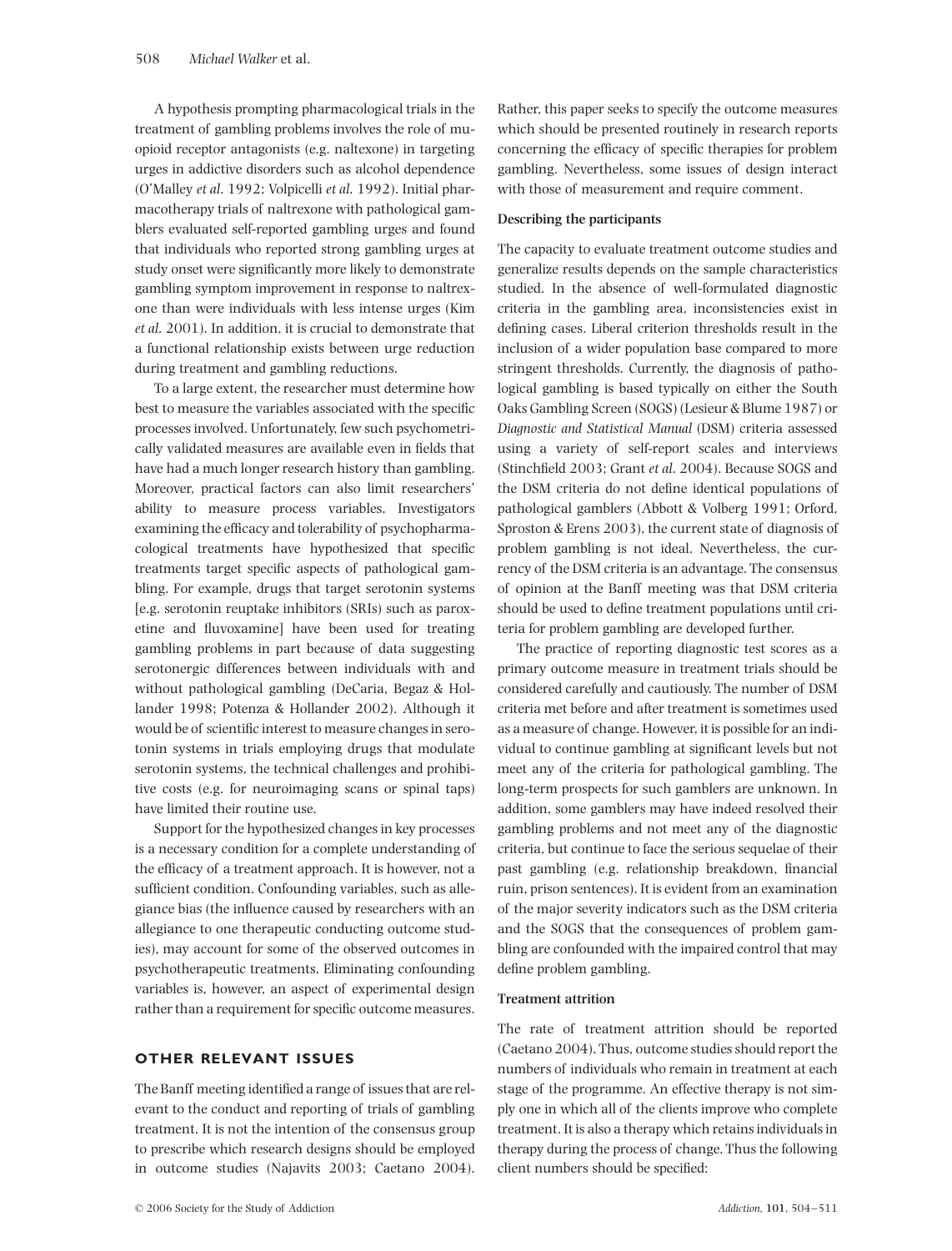A hypothesis prompting pharmacological trials in the treatment of gambling problems involves the role of mu-opioid receptor antagonists (e.g. naltexone) in targeting urges in addictive disorders such as alcohol dependence (O'Malley *et al.* 1992; Volpicelli *et al.* 1992). Initial pharmacotherapy trials of naltrexone with pathological gamblers evaluated self-reported gambling urges and found that individuals who reported strong gambling urges at study onset were significantly more likely to demonstrate gambling symptom improvement in response to naltrexone than were individuals with less intense urges (Kim *et al.* 2001). In addition, it is crucial to demonstrate that a functional relationship exists between urge reduction during treatment and gambling reductions.

To a large extent, the researcher must determine how best to measure the variables associated with the specific processes involved. Unfortunately, few such psychometrically validated measures are available even in fields that have had a much longer research history than gambling. Moreover, practical factors can also limit researchers' ability to measure process variables. Investigators examining the efficacy and tolerability of psychopharmacological treatments have hypothesized that specific treatments target specific aspects of pathological gambling. For example, drugs that target serotonin systems [e.g. serotonin reuptake inhibitors (SRIs) such as paroxetine and fluvoxamine] have been used for treating gambling problems in part because of data suggesting serotonergic differences between individuals with and without pathological gambling (DeCaria, Begaz & Hollander 1998; Potenza & Hollander 2002). Although it would be of scientific interest to measure changes in serotonin systems in trials employing drugs that modulate serotonin systems, the technical challenges and prohibitive costs (e.g. for neuroimaging scans or spinal taps) have limited their routine use.

Support for the hypothesized changes in key processes is a necessary condition for a complete understanding of the efficacy of a treatment approach. It is however, not a sufficient condition. Confounding variables, such as allegiance bias (the influence caused by researchers with an allegiance to one therapeutic conducting outcome studies), may account for some of the observed outcomes in psychotherapeutic treatments. Eliminating confounding variables is, however, an aspect of experimental design rather than a requirement for specific outcome measures.

## OTHER RELEVANT ISSUES

The Banff meeting identified a range of issues that are relevant to the conduct and reporting of trials of gambling treatment. It is not the intention of the consensus group to prescribe which research designs should be employed in outcome studies (Najavits 2003; Caetano 2004). Rather, this paper seeks to specify the outcome measures which should be presented routinely in research reports concerning the efficacy of specific therapies for problem gambling. Nevertheless, some issues of design interact with those of measurement and require comment.

### Describing the participants

The capacity to evaluate treatment outcome studies and generalize results depends on the sample characteristics studied. In the absence of well-formulated diagnostic criteria in the gambling area, inconsistencies exist in defining cases. Liberal criterion thresholds result in the inclusion of a wider population base compared to more stringent thresholds. Currently, the diagnosis of pathological gambling is based typically on either the South Oaks Gambling Screen (SOGS) (Lesieur & Blume 1987) or *Diagnostic and Statistical Manual* (DSM) criteria assessed using a variety of self-report scales and interviews (Stinchfield 2003; Grant *et al.* 2004). Because SOGS and the DSM criteria do not define identical populations of pathological gamblers (Abbott & Volberg 1991; Orford, Sproston & Erens 2003), the current state of diagnosis of problem gambling is not ideal. Nevertheless, the currency of the DSM criteria is an advantage. The consensus of opinion at the Banff meeting was that DSM criteria should be used to define treatment populations until criteria for problem gambling are developed further.

The practice of reporting diagnostic test scores as a primary outcome measure in treatment trials should be considered carefully and cautiously. The number of DSM criteria met before and after treatment is sometimes used as a measure of change. However, it is possible for an individual to continue gambling at significant levels but not meet any of the criteria for pathological gambling. The long-term prospects for such gamblers are unknown. In addition, some gamblers may have indeed resolved their gambling problems and not meet any of the diagnostic criteria, but continue to face the serious sequelae of their past gambling (e.g. relationship breakdown, financial ruin, prison sentences). It is evident from an examination of the major severity indicators such as the DSM criteria and the SOGS that the consequences of problem gambling are confounded with the impaired control that may define problem gambling.

### Treatment attrition

The rate of treatment attrition should be reported (Caetano 2004). Thus, outcome studies should report the numbers of individuals who remain in treatment at each stage of the programme. An effective therapy is not simply one in which all of the clients improve who complete treatment. It is also a therapy which retains individuals in therapy during the process of change. Thus the following client numbers should be specified: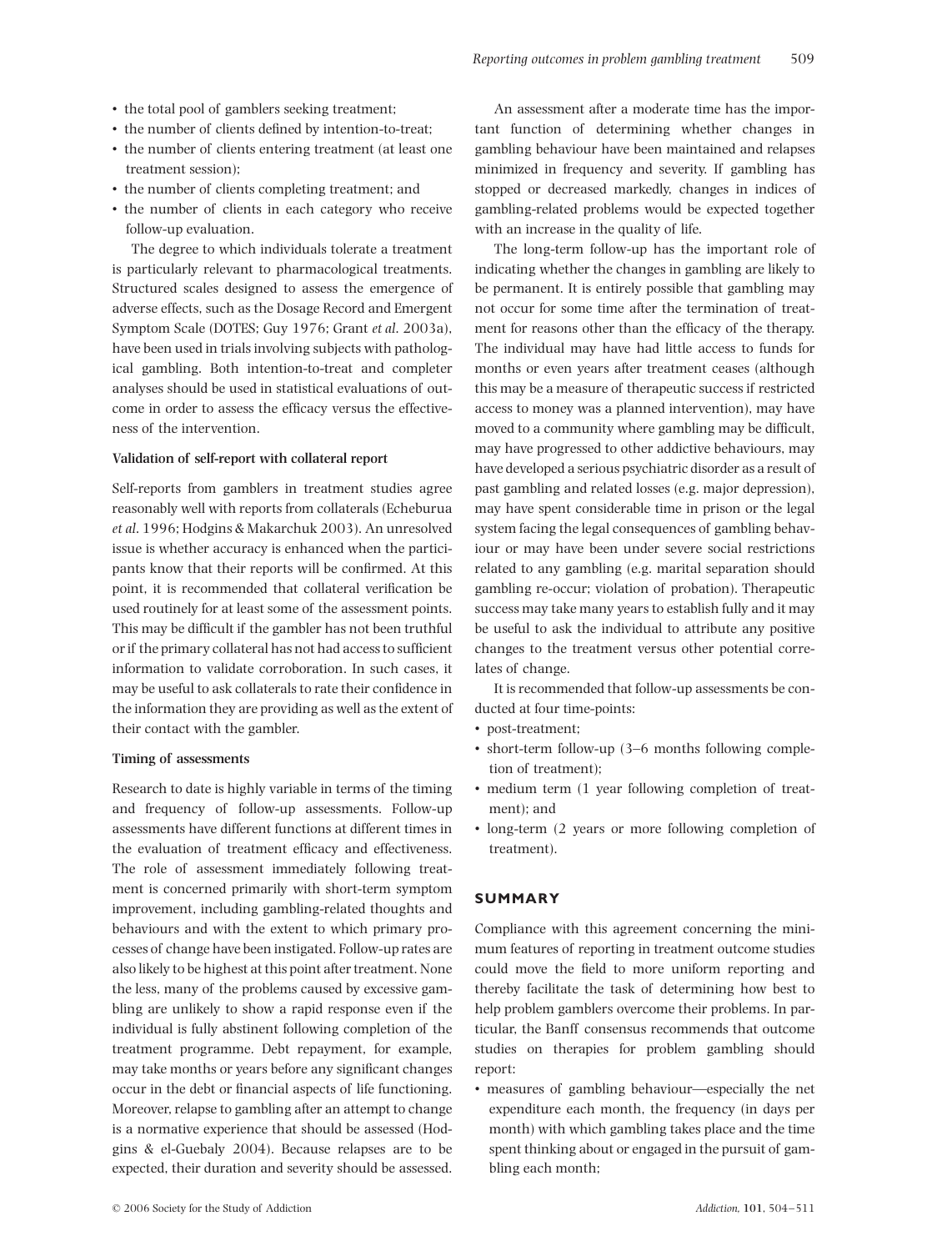- the total pool of gamblers seeking treatment;
- the number of clients defined by intention-to-treat;
- the number of clients entering treatment (at least one treatment session);
- the number of clients completing treatment; and
- the number of clients in each category who receive follow-up evaluation.

The degree to which individuals tolerate a treatment is particularly relevant to pharmacological treatments. Structured scales designed to assess the emergence of adverse effects, such as the Dosage Record and Emergent Symptom Scale (DOTES; Guy 1976; Grant *et al*. 2003a), have been used in trials involving subjects with pathological gambling. Both intention-to-treat and completer analyses should be used in statistical evaluations of outcome in order to assess the efficacy versus the effectiveness of the intervention.

### Validation of self-report with collateral report

Self-reports from gamblers in treatment studies agree reasonably well with reports from collaterals (Echeburua *et al*. 1996; Hodgins & Makarchuk 2003). An unresolved issue is whether accuracy is enhanced when the participants know that their reports will be confirmed. At this point, it is recommended that collateral verification be used routinely for at least some of the assessment points. This may be difficult if the gambler has not been truthful or if the primary collateral has not had access to sufficient information to validate corroboration. In such cases, it may be useful to ask collaterals to rate their confidence in the information they are providing as well as the extent of their contact with the gambler.

### Timing of assessments

Research to date is highly variable in terms of the timing and frequency of follow-up assessments. Follow-up assessments have different functions at different times in the evaluation of treatment efficacy and effectiveness. The role of assessment immediately following treatment is concerned primarily with short-term symptom improvement, including gambling-related thoughts and behaviours and with the extent to which primary processes of change have been instigated. Follow-up rates are also likely to be highest at this point after treatment. None the less, many of the problems caused by excessive gambling are unlikely to show a rapid response even if the individual is fully abstinent following completion of the treatment programme. Debt repayment, for example, may take months or years before any significant changes occur in the debt or financial aspects of life functioning. Moreover, relapse to gambling after an attempt to change is a normative experience that should be assessed (Hodgins & el-Guebaly 2004). Because relapses are to be expected, their duration and severity should be assessed.

An assessment after a moderate time has the important function of determining whether changes in gambling behaviour have been maintained and relapses minimized in frequency and severity. If gambling has stopped or decreased markedly, changes in indices of gambling-related problems would be expected together with an increase in the quality of life.

The long-term follow-up has the important role of indicating whether the changes in gambling are likely to be permanent. It is entirely possible that gambling may not occur for some time after the termination of treatment for reasons other than the efficacy of the therapy. The individual may have had little access to funds for months or even years after treatment ceases (although this may be a measure of therapeutic success if restricted access to money was a planned intervention), may have moved to a community where gambling may be difficult, may have progressed to other addictive behaviours, may have developed a serious psychiatric disorder as a result of past gambling and related losses (e.g. major depression), may have spent considerable time in prison or the legal system facing the legal consequences of gambling behaviour or may have been under severe social restrictions related to any gambling (e.g. marital separation should gambling re-occur; violation of probation). Therapeutic success may take many years to establish fully and it may be useful to ask the individual to attribute any positive changes to the treatment versus other potential correlates of change.

It is recommended that follow-up assessments be conducted at four time-points:

- post-treatment;
- short-term follow-up (3–6 months following completion of treatment);
- medium term (1 year following completion of treatment); and
- long-term (2 years or more following completion of treatment).

## SUMMARY

Compliance with this agreement concerning the minimum features of reporting in treatment outcome studies could move the field to more uniform reporting and thereby facilitate the task of determining how best to help problem gamblers overcome their problems. In particular, the Banff consensus recommends that outcome studies on therapies for problem gambling should report:

- measures of gambling behaviour—especially the net expenditure each month, the frequency (in days per month) with which gambling takes place and the time spent thinking about or engaged in the pursuit of gambling each month;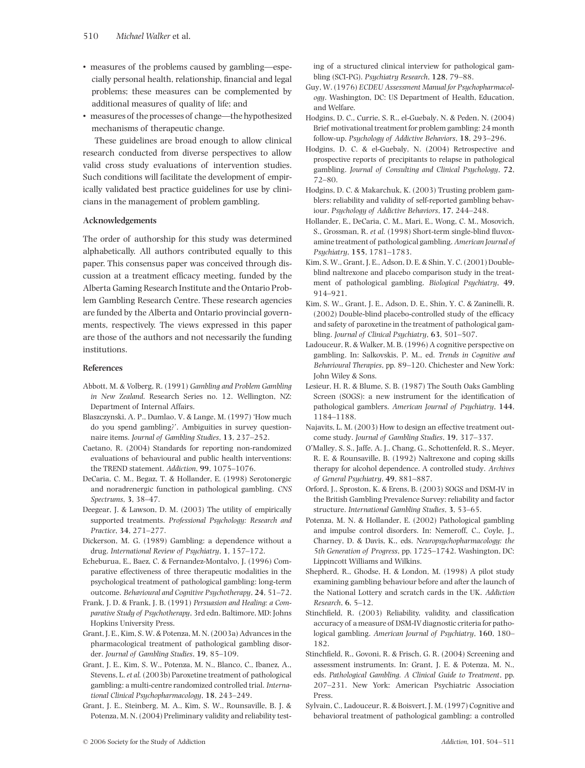- measures of the problems caused by gambling—especially personal health, relationship, financial and legal problems; these measures can be complemented by additional measures of quality of life; and
- measures of the processes of change—the hypothesized mechanisms of therapeutic change.

These guidelines are broad enough to allow clinical research conducted from diverse perspectives to allow valid cross study evaluations of intervention studies. Such conditions will facilitate the development of empirically validated best practice guidelines for use by clinicians in the management of problem gambling.

## Acknowledgements

The order of authorship for this study was determined alphabetically. All authors contributed equally to this paper. This consensus paper was conceived through discussion at a treatment efficacy meeting, funded by the Alberta Gaming Research Institute and the Ontario Problem Gambling Research Centre. These research agencies are funded by the Alberta and Ontario provincial governments, respectively. The views expressed in this paper are those of the authors and not necessarily the funding institutions.

## References

Abbott, M. & Volberg, R. (1991) *Gambling and Problem Gambling in New Zealand*. Research Series no. 12. Wellington, NZ: Department of Internal Affairs.

Blaszczynski, A. P., Dumlao, V. & Lange, M. (1997) 'How much do you spend gambling?'. Ambiguities in survey questionnaire items. *Journal of Gambling Studies*, **13**, 237–252.

Caetano, R. (2004) Standards for reporting non-randomized evaluations of behavioural and public health interventions: the TREND statement. *Addiction*, **99**, 1075–1076.

DeCaria, C. M., Begaz, T. & Hollander, E. (1998) Serotonergic and noradrenergic function in pathological gambling. *CNS Spectrums*, **3**, 38–47.

Deegear, J. & Lawson, D. M. (2003) The utility of empirically supported treatments. *Professional Psychology: Research and Practice*, **34**, 271–277.

Dickerson, M. G. (1989) Gambling: a dependence without a drug. *International Review of Psychiatry*, **1**, 157–172.

Echeburua, E., Baez, C. & Fernandez-Montalvo, J. (1996) Comparative effectiveness of three therapeutic modalities in the psychological treatment of pathological gambling: long-term outcome. *Behavioural and Cognitive Psychotherapy*, **24**, 51–72.

Frank, J. D. & Frank, J. B. (1991) *Persuasion and Healing: a Comparative Study of Psychotherapy*, 3rd edn. Baltimore, MD: Johns Hopkins University Press.

Grant, J. E., Kim, S. W. & Potenza, M. N. (2003a) Advances in the pharmacological treatment of pathological gambling disorder. *Journal of Gambling Studies*, **19**, 85–109.

Grant, J. E., Kim, S. W., Potenza, M. N., Blanco, C., Ibanez, A., Stevens, L. *et al.* (2003b) Paroxetine treatment of pathological gambling: a multi-centre randomized controlled trial. *International Clinical Psychopharmacology*, **18**, 243–249.

Grant, J. E., Steinberg, M. A., Kim, S. W., Rounsaville, B. J. & Potenza, M. N. (2004) Preliminary validity and reliability testing of a structured clinical interview for pathological gambling (SCI-PG). *Psychiatry Research*, **128**, 79–88.

Guy, W. (1976) *ECDEU Assessment Manual for Psychopharmacology*. Washington, DC: US Department of Health, Education, and Welfare.

Hodgins, D. C., Currie, S. R., el-Guebaly, N. & Peden, N. (2004) Brief motivational treatment for problem gambling: 24 month follow-up. *Psychology of Addictive Behaviors*, **18**, 293–296.

Hodgins, D. C. & el-Guebaly, N. (2004) Retrospective and prospective reports of precipitants to relapse in pathological gambling. *Journal of Consulting and Clinical Psychology*, **72**, 72–80.

Hodgins, D. C. & Makarchuk, K. (2003) Trusting problem gamblers: reliability and validity of self-reported gambling behaviour. *Psychology of Addictive Behaviors*, **17**, 244–248.

Hollander, E., DeCaria, C. M., Mari, E., Wong, C. M., Mosovich, S., Grossman, R. *et al.* (1998) Short-term single-blind fluvoxamine treatment of pathological gambling. *American Journal of Psychiatry*, **155**, 1781–1783.

Kim, S. W., Grant, J. E., Adson, D. E. & Shin, Y. C. (2001) Double-blind naltrexone and placebo comparison study in the treatment of pathological gambling. *Biological Psychiatry*, **49**, 914–921.

Kim, S. W., Grant, J. E., Adson, D. E., Shin, Y. C. & Zaninelli, R. (2002) Double-blind placebo-controlled study of the efficacy and safety of paroxetine in the treatment of pathological gambling. *Journal of Clinical Psychiatry*, **63**, 501–507.

Ladouceur, R. & Walker, M. B. (1996) A cognitive perspective on gambling. In: Salkovskis, P. M., ed. *Trends in Cognitive and Behavioural Therapies*, pp. 89–120. Chichester and New York: John Wiley & Sons.

Lesieur, H. R. & Blume, S. B. (1987) The South Oaks Gambling Screen (SOGS): a new instrument for the identification of pathological gamblers. *American Journal of Psychiatry*, **144**, 1184–1188.

Najavits, L. M. (2003) How to design an effective treatment outcome study. *Journal of Gambling Studies*, **19**, 317–337.

O'Malley, S. S., Jaffe, A. J., Chang, G., Schottenfeld, R. S., Meyer, R. E. & Rounsaville, B. (1992) Naltrexone and coping skills therapy for alcohol dependence. A controlled study. *Archives of General Psychiatry*, **49**, 881–887.

Orford, J., Sproston, K. & Erens, B. (2003) SOGS and DSM-IV in the British Gambling Prevalence Survey: reliability and factor structure. *International Gambling Studies*, **3**, 53–65.

Potenza, M. N. & Hollander, E. (2002) Pathological gambling and impulse control disorders. In: Nemeroff, C., Coyle, J., Charney, D. & Davis, K., eds. *Neuropsychopharmacology: the 5th Generation of Progress*, pp. 1725–1742. Washington, DC: Lippincott Williams and Wilkins.

Shepherd, R., Ghodse, H. & London, M. (1998) A pilot study examining gambling behaviour before and after the launch of the National Lottery and scratch cards in the UK. *Addiction Research*, **6**, 5–12.

Stinchfield, R. (2003) Reliability, validity, and classification accuracy of a measure of DSM-IV diagnostic criteria for pathological gambling. *American Journal of Psychiatry*, **160**, 180–182.

Stinchfield, R., Govoni, R. & Frisch, G. R. (2004) Screening and assessment instruments. In: Grant, J. E. & Potenza, M. N., eds. *Pathological Gambling. A Clinical Guide to Treatment*, pp. 207–231. New York: American Psychiatric Association Press.

Sylvain, C., Ladouceur, R. & Boisvert, J. M. (1997) Cognitive and behavioral treatment of pathological gambling: a controlled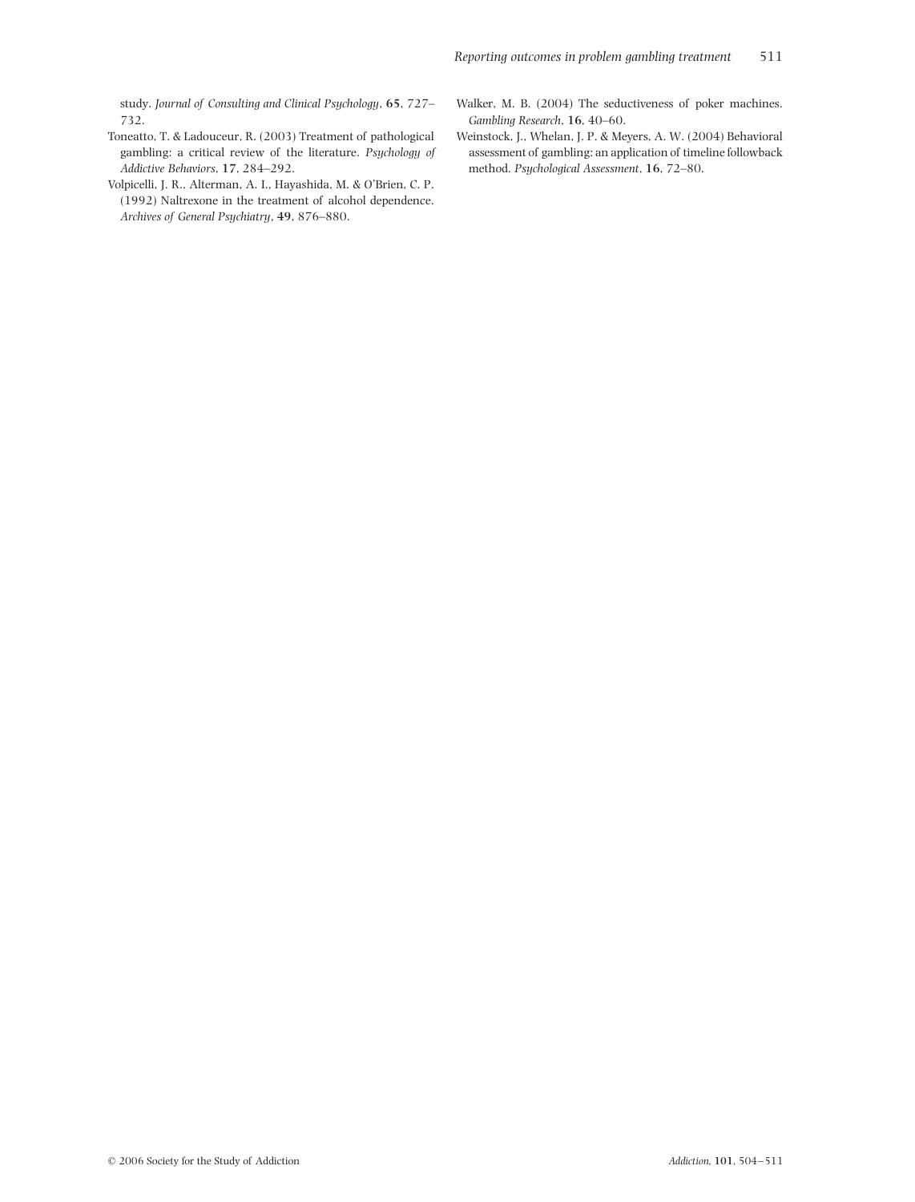study. *Journal of Consulting and Clinical Psychology*, **65**, 727–732.

Toneatto, T. & Ladouceur, R. (2003) Treatment of pathological gambling: a critical review of the literature. *Psychology of Addictive Behaviors*, **17**, 284–292.

Volpicelli, J. R., Alterman, A. I., Hayashida, M. & O'Brien, C. P. (1992) Naltrexone in the treatment of alcohol dependence. *Archives of General Psychiatry*, **49**, 876–880.

Walker, M. B. (2004) The seductiveness of poker machines. *Gambling Research*, **16**, 40–60.

Weinstock, J., Whelan, J. P. & Meyers, A. W. (2004) Behavioral assessment of gambling: an application of timeline followback method. *Psychological Assessment*, **16**, 72–80.